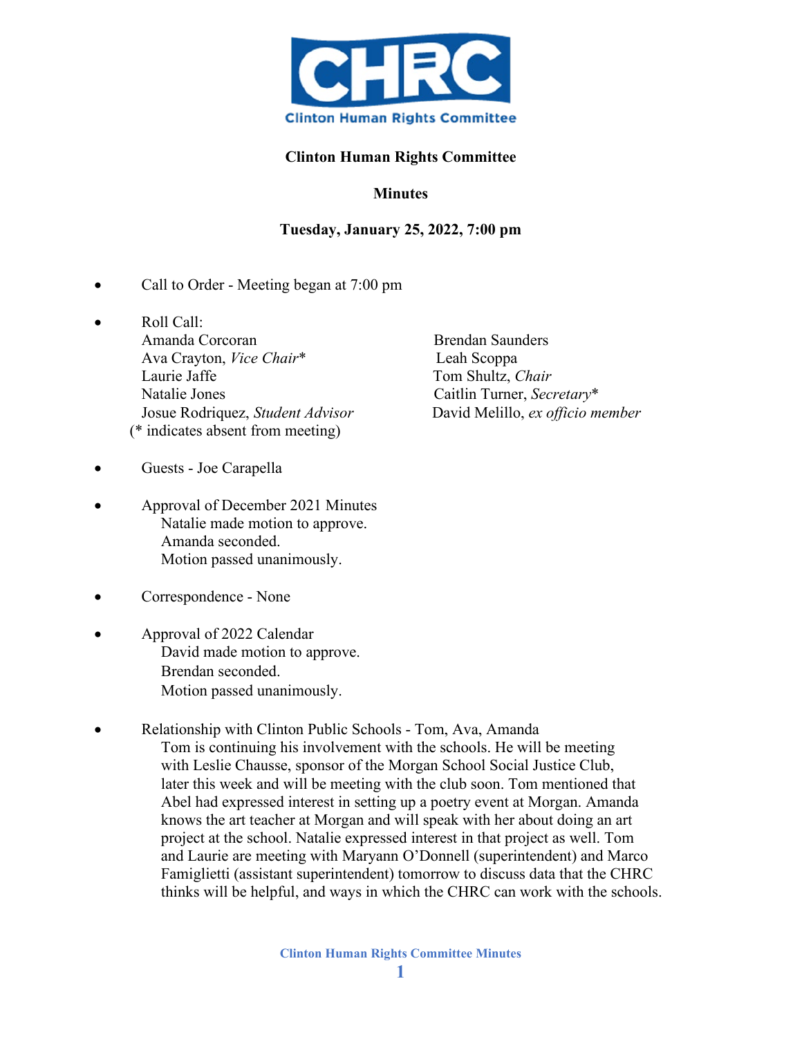**Clinton Human Rights Committee**

**Minutes**

**Tuesday, January 25, 2022, 7:00 pm**

- Call to Order - Meeting began at 7:00 pm

- Roll Call:
  Amanda Corcoran
  Ava Crayton, *Vice Chair**
  Laurie Jaffe
  Natalie Jones
  Josue Rodriquez, *Student Advisor*
  Brendan Saunders
  Leah Scoppa
  Tom Shultz, *Chair*
  Caitlin Turner, *Secretary**
  David Melillo, *ex officio member*
  (* indicates absent from meeting)

- Guests - Joe Carapella

- Approval of December 2021 Minutes
  Natalie made motion to approve.
  Amanda seconded.
  Motion passed unanimously.

- Correspondence - None

- Approval of 2022 Calendar
  David made motion to approve.
  Brendan seconded.
  Motion passed unanimously.

- Relationship with Clinton Public Schools - Tom, Ava, Amanda
  Tom is continuing his involvement with the schools. He will be meeting with Leslie Chausse, sponsor of the Morgan School Social Justice Club, later this week and will be meeting with the club soon. Tom mentioned that Abel had expressed interest in setting up a poetry event at Morgan. Amanda knows the art teacher at Morgan and will speak with her about doing an art project at the school. Natalie expressed interest in that project as well. Tom and Laurie are meeting with Maryann O'Donnell (superintendent) and Marco Famiglietti (assistant superintendent) tomorrow to discuss data that the CHRC thinks will be helpful, and ways in which the CHRC can work with the schools.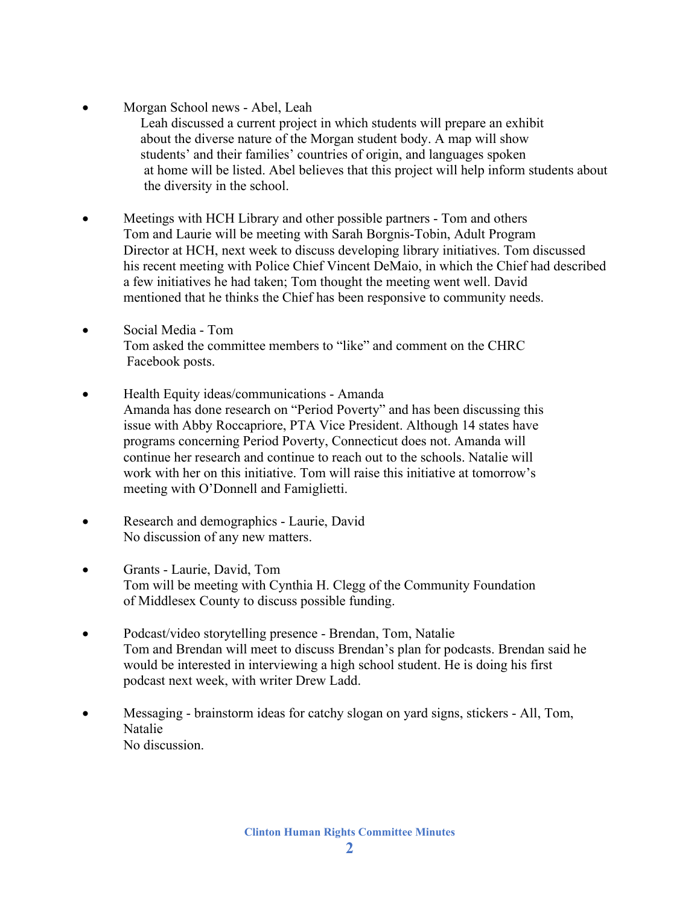- Morgan School news - Abel, Leah

  Leah discussed a current project in which students will prepare an exhibit about the diverse nature of the Morgan student body. A map will show students' and their families' countries of origin, and languages spoken at home will be listed. Abel believes that this project will help inform students about the diversity in the school.

- Meetings with HCH Library and other possible partners - Tom and others

  Tom and Laurie will be meeting with Sarah Borgnis-Tobin, Adult Program Director at HCH, next week to discuss developing library initiatives. Tom discussed his recent meeting with Police Chief Vincent DeMaio, in which the Chief had described a few initiatives he had taken; Tom thought the meeting went well. David mentioned that he thinks the Chief has been responsive to community needs.

- Social Media - Tom

  Tom asked the committee members to "like" and comment on the CHRC Facebook posts.

- Health Equity ideas/communications - Amanda

  Amanda has done research on "Period Poverty" and has been discussing this issue with Abby Roccapriore, PTA Vice President. Although 14 states have programs concerning Period Poverty, Connecticut does not. Amanda will continue her research and continue to reach out to the schools. Natalie will work with her on this initiative. Tom will raise this initiative at tomorrow's meeting with O'Donnell and Famiglietti.

- Research and demographics - Laurie, David

  No discussion of any new matters.

- Grants - Laurie, David, Tom

  Tom will be meeting with Cynthia H. Clegg of the Community Foundation of Middlesex County to discuss possible funding.

- Podcast/video storytelling presence - Brendan, Tom, Natalie

  Tom and Brendan will meet to discuss Brendan's plan for podcasts. Brendan said he would be interested in interviewing a high school student. He is doing his first podcast next week, with writer Drew Ladd.

- Messaging - brainstorm ideas for catchy slogan on yard signs, stickers - All, Tom, Natalie

  No discussion.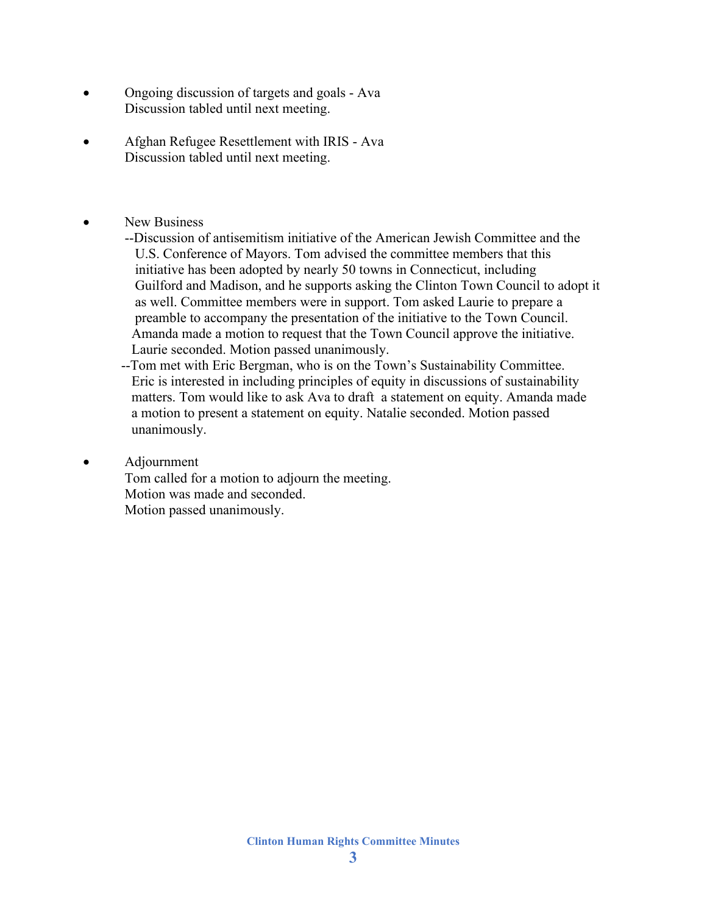- Ongoing discussion of targets and goals - Ava
  Discussion tabled until next meeting.

- Afghan Refugee Resettlement with IRIS - Ava
  Discussion tabled until next meeting.

- New Business
  --Discussion of antisemitism initiative of the American Jewish Committee and the U.S. Conference of Mayors. Tom advised the committee members that this initiative has been adopted by nearly 50 towns in Connecticut, including Guilford and Madison, and he supports asking the Clinton Town Council to adopt it as well. Committee members were in support. Tom asked Laurie to prepare a preamble to accompany the presentation of the initiative to the Town Council. Amanda made a motion to request that the Town Council approve the initiative. Laurie seconded. Motion passed unanimously.
  --Tom met with Eric Bergman, who is on the Town's Sustainability Committee. Eric is interested in including principles of equity in discussions of sustainability matters. Tom would like to ask Ava to draft a statement on equity. Amanda made a motion to present a statement on equity. Natalie seconded. Motion passed unanimously.

- Adjournment
  Tom called for a motion to adjourn the meeting.
  Motion was made and seconded.
  Motion passed unanimously.